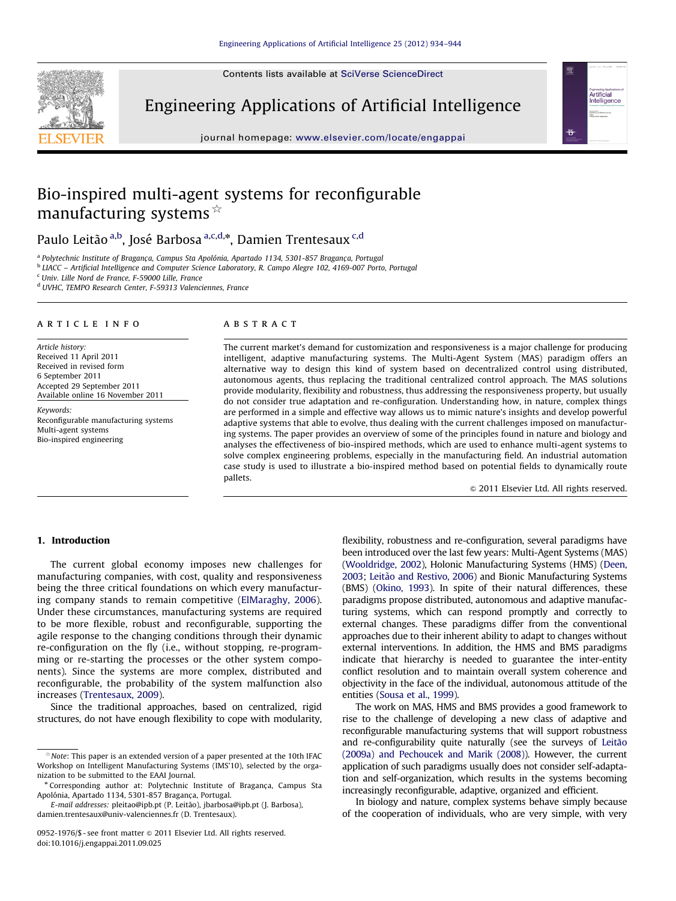# Bio-inspired multi-agent systems for reconfigurable manufacturing systems ☆

Paulo Leitão [a,b], José Barbosa [a,c,d,*], Damien Trentesaux [c,d]

[a] Polytechnic Institute of Bragança, Campus Sta Apolónia, Apartado 1134, 5301-857 Bragança, Portugal
[b] LIACC – Artificial Intelligence and Computer Science Laboratory, R. Campo Alegre 102, 4169-007 Porto, Portugal
[c] Univ. Lille Nord de France, F-59000 Lille, France
[d] UVHC, TEMPO Research Center, F-59313 Valenciennes, France

**ARTICLE INFO**

*Article history:*
Received 11 April 2011
Received in revised form 6 September 2011
Accepted 29 September 2011
Available online 16 November 2011

*Keywords:*
Reconfigurable manufacturing systems
Multi-agent systems
Bio-inspired engineering

**ABSTRACT**

The current market's demand for customization and responsiveness is a major challenge for producing intelligent, adaptive manufacturing systems. The Multi-Agent System (MAS) paradigm offers an alternative way to design this kind of system based on decentralized control using distributed, autonomous agents, thus replacing the traditional centralized control approach. The MAS solutions provide modularity, flexibility and robustness, thus addressing the responsiveness property, but usually do not consider true adaptation and re-configuration. Understanding how, in nature, complex things are performed in a simple and effective way allows us to mimic nature's insights and develop powerful adaptive systems that able to evolve, thus dealing with the current challenges imposed on manufacturing systems. The paper provides an overview of some of the principles found in nature and biology and analyses the effectiveness of bio-inspired methods, which are used to enhance multi-agent systems to solve complex engineering problems, especially in the manufacturing field. An industrial automation case study is used to illustrate a bio-inspired method based on potential fields to dynamically route pallets.

© 2011 Elsevier Ltd. All rights reserved.

## 1. Introduction

The current global economy imposes new challenges for manufacturing companies, with cost, quality and responsiveness being the three critical foundations on which every manufacturing company stands to remain competitive (ElMaraghy, 2006). Under these circumstances, manufacturing systems are required to be more flexible, robust and reconfigurable, supporting the agile response to the changing conditions through their dynamic re-configuration on the fly (i.e., without stopping, re-programming or re-starting the processes or the other system components). Since the systems are more complex, distributed and reconfigurable, the probability of the system malfunction also increases (Trentesaux, 2009).

Since the traditional approaches, based on centralized, rigid structures, do not have enough flexibility to cope with modularity, flexibility, robustness and re-configuration, several paradigms have been introduced over the last few years: Multi-Agent Systems (MAS) (Wooldridge, 2002), Holonic Manufacturing Systems (HMS) (Deen, 2003; Leitão and Restivo, 2006) and Bionic Manufacturing Systems (BMS) (Okino, 1993). In spite of their natural differences, these paradigms propose distributed, autonomous and adaptive manufacturing systems, which can respond promptly and correctly to external changes. These paradigms differ from the conventional approaches due to their inherent ability to adapt to changes without external interventions. In addition, the HMS and BMS paradigms indicate that hierarchy is needed to guarantee the inter-entity conflict resolution and to maintain overall system coherence and objectivity in the face of the individual, autonomous attitude of the entities (Sousa et al., 1999).

The work on MAS, HMS and BMS provides a good framework to rise to the challenge of developing a new class of adaptive and reconfigurable manufacturing systems that will support robustness and re-configurability quite naturally (see the surveys of Leitão (2009a) and Pechoucek and Marik (2008)). However, the current application of such paradigms usually does not consider self-adaptation and self-organization, which results in the systems becoming increasingly reconfigurable, adaptive, organized and efficient.

In biology and nature, complex systems behave simply because of the cooperation of individuals, who are very simple, with very

---

☆ *Note*: This paper is an extended version of a paper presented at the 10th IFAC Workshop on Intelligent Manufacturing Systems (IMS'10), selected by the organization to be submitted to the EAAI Journal.

\* Corresponding author at: Polytechnic Institute of Bragança, Campus Sta Apolónia, Apartado 1134, 5301-857 Bragança, Portugal.

*E-mail addresses:* pleitao@ipb.pt (P. Leitão), jbarbosa@ipb.pt (J. Barbosa), damien.trentesaux@univ-valenciennes.fr (D. Trentesaux).

0952-1976/$ - see front matter © 2011 Elsevier Ltd. All rights reserved.
doi:10.1016/j.engappai.2011.09.025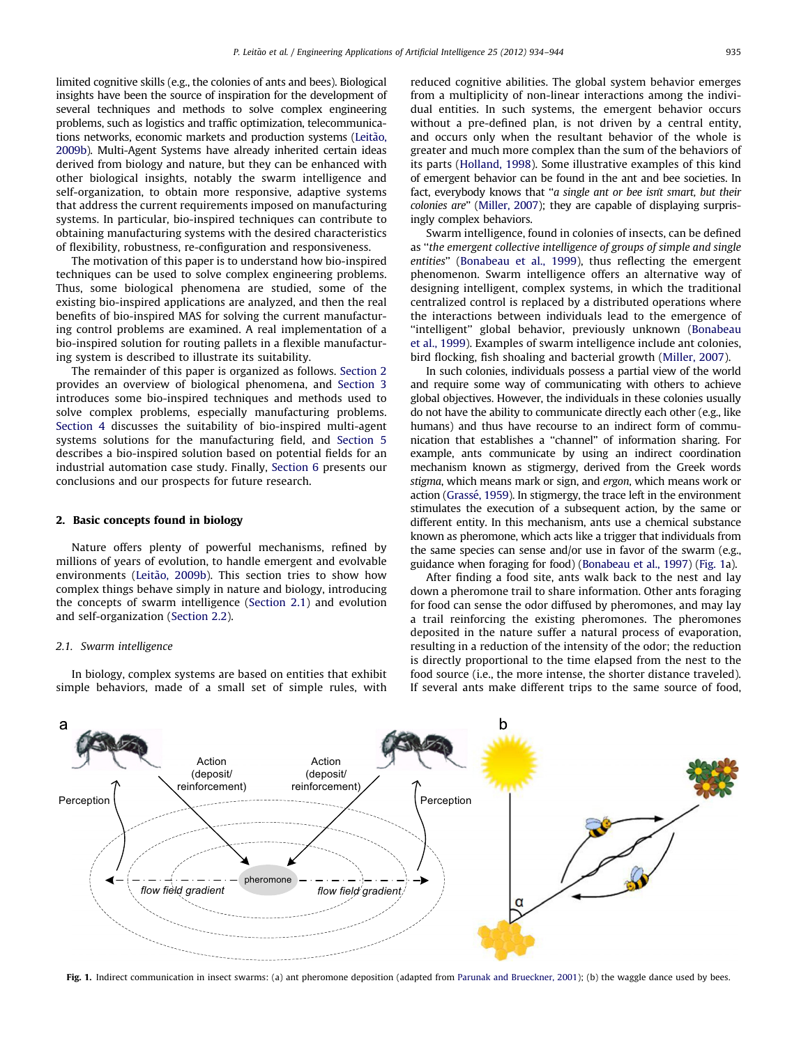limited cognitive skills (e.g., the colonies of ants and bees). Biological insights have been the source of inspiration for the development of several techniques and methods to solve complex engineering problems, such as logistics and traffic optimization, telecommunications networks, economic markets and production systems (Leitão, 2009b). Multi-Agent Systems have already inherited certain ideas derived from biology and nature, but they can be enhanced with other biological insights, notably the swarm intelligence and self-organization, to obtain more responsive, adaptive systems that address the current requirements imposed on manufacturing systems. In particular, bio-inspired techniques can contribute to obtaining manufacturing systems with the desired characteristics of flexibility, robustness, re-configuration and responsiveness.

The motivation of this paper is to understand how bio-inspired techniques can be used to solve complex engineering problems. Thus, some biological phenomena are studied, some of the existing bio-inspired applications are analyzed, and then the real benefits of bio-inspired MAS for solving the current manufacturing control problems are examined. A real implementation of a bio-inspired solution for routing pallets in a flexible manufacturing system is described to illustrate its suitability.

The remainder of this paper is organized as follows. Section 2 provides an overview of biological phenomena, and Section 3 introduces some bio-inspired techniques and methods used to solve complex problems, especially manufacturing problems. Section 4 discusses the suitability of bio-inspired multi-agent systems solutions for the manufacturing field, and Section 5 describes a bio-inspired solution based on potential fields for an industrial automation case study. Finally, Section 6 presents our conclusions and our prospects for future research.

## 2. Basic concepts found in biology

Nature offers plenty of powerful mechanisms, refined by millions of years of evolution, to handle emergent and evolvable environments (Leitão, 2009b). This section tries to show how complex things behave simply in nature and biology, introducing the concepts of swarm intelligence (Section 2.1) and evolution and self-organization (Section 2.2).

### 2.1. Swarm intelligence

In biology, complex systems are based on entities that exhibit simple behaviors, made of a small set of simple rules, with reduced cognitive abilities. The global system behavior emerges from a multiplicity of non-linear interactions among the individual entities. In such systems, the emergent behavior occurs without a pre-defined plan, is not driven by a central entity, and occurs only when the resultant behavior of the whole is greater and much more complex than the sum of the behaviors of its parts (Holland, 1998). Some illustrative examples of this kind of emergent behavior can be found in the ant and bee societies. In fact, everybody knows that "*a single ant or bee isn't smart, but their colonies are*" (Miller, 2007); they are capable of displaying surprisingly complex behaviors.

Swarm intelligence, found in colonies of insects, can be defined as "*the emergent collective intelligence of groups of simple and single entities*" (Bonabeau et al., 1999), thus reflecting the emergent phenomenon. Swarm intelligence offers an alternative way of designing intelligent, complex systems, in which the traditional centralized control is replaced by a distributed operations where the interactions between individuals lead to the emergence of "intelligent" global behavior, previously unknown (Bonabeau et al., 1999). Examples of swarm intelligence include ant colonies, bird flocking, fish shoaling and bacterial growth (Miller, 2007).

In such colonies, individuals possess a partial view of the world and require some way of communicating with others to achieve global objectives. However, the individuals in these colonies usually do not have the ability to communicate directly each other (e.g., like humans) and thus have recourse to an indirect form of communication that establishes a "channel" of information sharing. For example, ants communicate by using an indirect coordination mechanism known as stigmergy, derived from the Greek words *stigma*, which means mark or sign, and *ergon*, which means work or action (Grassé, 1959). In stigmergy, the trace left in the environment stimulates the execution of a subsequent action, by the same or different entity. In this mechanism, ants use a chemical substance known as pheromone, which acts like a trigger that individuals from the same species can sense and/or use in favor of the swarm (e.g., guidance when foraging for food) (Bonabeau et al., 1997) (Fig. 1a).

After finding a food site, ants walk back to the nest and lay down a pheromone trail to share information. Other ants foraging for food can sense the odor diffused by pheromones, and may lay a trail reinforcing the existing pheromones. The pheromones deposited in the nature suffer a natural process of evaporation, resulting in a reduction of the intensity of the odor; the reduction is directly proportional to the time elapsed from the nest to the food source (i.e., the more intense, the shorter distance traveled). If several ants make different trips to the same source of food,

**Fig. 1.** Indirect communication in insect swarms: (a) ant pheromone deposition (adapted from Parunak and Brueckner, 2001); (b) the waggle dance used by bees.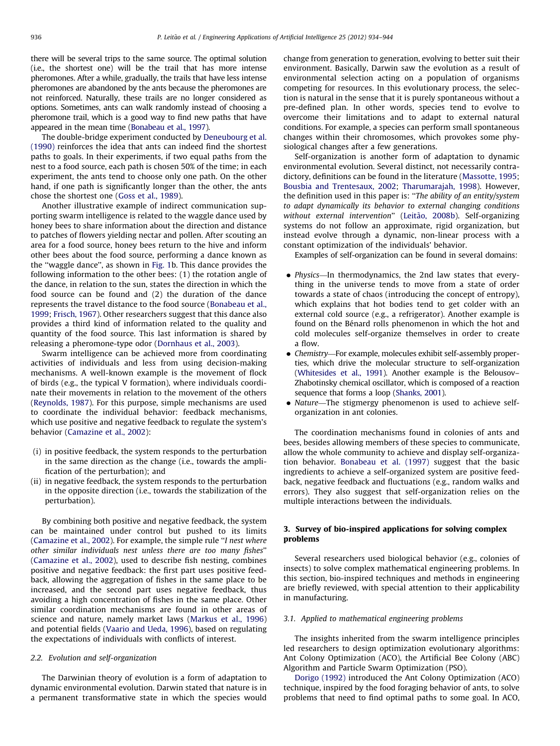there will be several trips to the same source. The optimal solution (i.e., the shortest one) will be the trail that has more intense pheromones. After a while, gradually, the trails that have less intense pheromones are abandoned by the ants because the pheromones are not reinforced. Naturally, these trails are no longer considered as options. Sometimes, ants can walk randomly instead of choosing a pheromone trail, which is a good way to find new paths that have appeared in the mean time (Bonabeau et al., 1997).

The double-bridge experiment conducted by Deneubourg et al. (1990) reinforces the idea that ants can indeed find the shortest paths to goals. In their experiments, if two equal paths from the nest to a food source, each path is chosen 50% of the time; in each experiment, the ants tend to choose only one path. On the other hand, if one path is significantly longer than the other, the ants chose the shortest one (Goss et al., 1989).

Another illustrative example of indirect communication supporting swarm intelligence is related to the waggle dance used by honey bees to share information about the direction and distance to patches of flowers yielding nectar and pollen. After scouting an area for a food source, honey bees return to the hive and inform other bees about the food source, performing a dance known as the "waggle dance", as shown in Fig. 1b. This dance provides the following information to the other bees: (1) the rotation angle of the dance, in relation to the sun, states the direction in which the food source can be found and (2) the duration of the dance represents the travel distance to the food source (Bonabeau et al., 1999; Frisch, 1967). Other researchers suggest that this dance also provides a third kind of information related to the quality and quantity of the food source. This last information is shared by releasing a pheromone-type odor (Dornhaus et al., 2003).

Swarm intelligence can be achieved more from coordinating activities of individuals and less from using decision-making mechanisms. A well-known example is the movement of flock of birds (e.g., the typical V formation), where individuals coordinate their movements in relation to the movement of the others (Reynolds, 1987). For this purpose, simple mechanisms are used to coordinate the individual behavior: feedback mechanisms, which use positive and negative feedback to regulate the system's behavior (Camazine et al., 2002):

(i) in positive feedback, the system responds to the perturbation in the same direction as the change (i.e., towards the amplification of the perturbation); and
(ii) in negative feedback, the system responds to the perturbation in the opposite direction (i.e., towards the stabilization of the perturbation).

By combining both positive and negative feedback, the system can be maintained under control but pushed to its limits (Camazine et al., 2002). For example, the simple rule "*I nest where other similar individuals nest unless there are too many fishes*" (Camazine et al., 2002), used to describe fish nesting, combines positive and negative feedback: the first part uses positive feedback, allowing the aggregation of fishes in the same place to be increased, and the second part uses negative feedback, thus avoiding a high concentration of fishes in the same place. Other similar coordination mechanisms are found in other areas of science and nature, namely market laws (Markus et al., 1996) and potential fields (Vaario and Ueda, 1996), based on regulating the expectations of individuals with conflicts of interest.

### 2.2. Evolution and self-organization

The Darwinian theory of evolution is a form of adaptation to dynamic environmental evolution. Darwin stated that nature is in a permanent transformative state in which the species would change from generation to generation, evolving to better suit their environment. Basically, Darwin saw the evolution as a result of environmental selection acting on a population of organisms competing for resources. In this evolutionary process, the selection is natural in the sense that it is purely spontaneous without a pre-defined plan. In other words, species tend to evolve to overcome their limitations and to adapt to external natural conditions. For example, a species can perform small spontaneous changes within their chromosomes, which provokes some physiological changes after a few generations.

Self-organization is another form of adaptation to dynamic environmental evolution. Several distinct, not necessarily contradictory, definitions can be found in the literature (Massotte, 1995; Bousbia and Trentesaux, 2002; Tharumarajah, 1998). However, the definition used in this paper is: "*The ability of an entity/system to adapt dynamically its behavior to external changing conditions without external intervention*" (Leitão, 2008b). Self-organizing systems do not follow an approximate, rigid organization, but instead evolve through a dynamic, non-linear process with a constant optimization of the individuals' behavior.

Examples of self-organization can be found in several domains:

- *Physics*—In thermodynamics, the 2nd law states that everything in the universe tends to move from a state of order towards a state of chaos (introducing the concept of entropy), which explains that hot bodies tend to get colder with an external cold source (e.g., a refrigerator). Another example is found on the Bénard rolls phenomenon in which the hot and cold molecules self-organize themselves in order to create a flow.
- *Chemistry*—For example, molecules exhibit self-assembly properties, which drive the molecular structure to self-organization (Whitesides et al., 1991). Another example is the Belousov–Zhabotinsky chemical oscillator, which is composed of a reaction sequence that forms a loop (Shanks, 2001).
- *Nature*—The stigmergy phenomenon is used to achieve self-organization in ant colonies.

The coordination mechanisms found in colonies of ants and bees, besides allowing members of these species to communicate, allow the whole community to achieve and display self-organization behavior. Bonabeau et al. (1997) suggest that the basic ingredients to achieve a self-organized system are positive feedback, negative feedback and fluctuations (e.g., random walks and errors). They also suggest that self-organization relies on the multiple interactions between the individuals.

## 3. Survey of bio-inspired applications for solving complex problems

Several researchers used biological behavior (e.g., colonies of insects) to solve complex mathematical engineering problems. In this section, bio-inspired techniques and methods in engineering are briefly reviewed, with special attention to their applicability in manufacturing.

### 3.1. Applied to mathematical engineering problems

The insights inherited from the swarm intelligence principles led researchers to design optimization evolutionary algorithms: Ant Colony Optimization (ACO), the Artificial Bee Colony (ABC) Algorithm and Particle Swarm Optimization (PSO).

Dorigo (1992) introduced the Ant Colony Optimization (ACO) technique, inspired by the food foraging behavior of ants, to solve problems that need to find optimal paths to some goal. In ACO,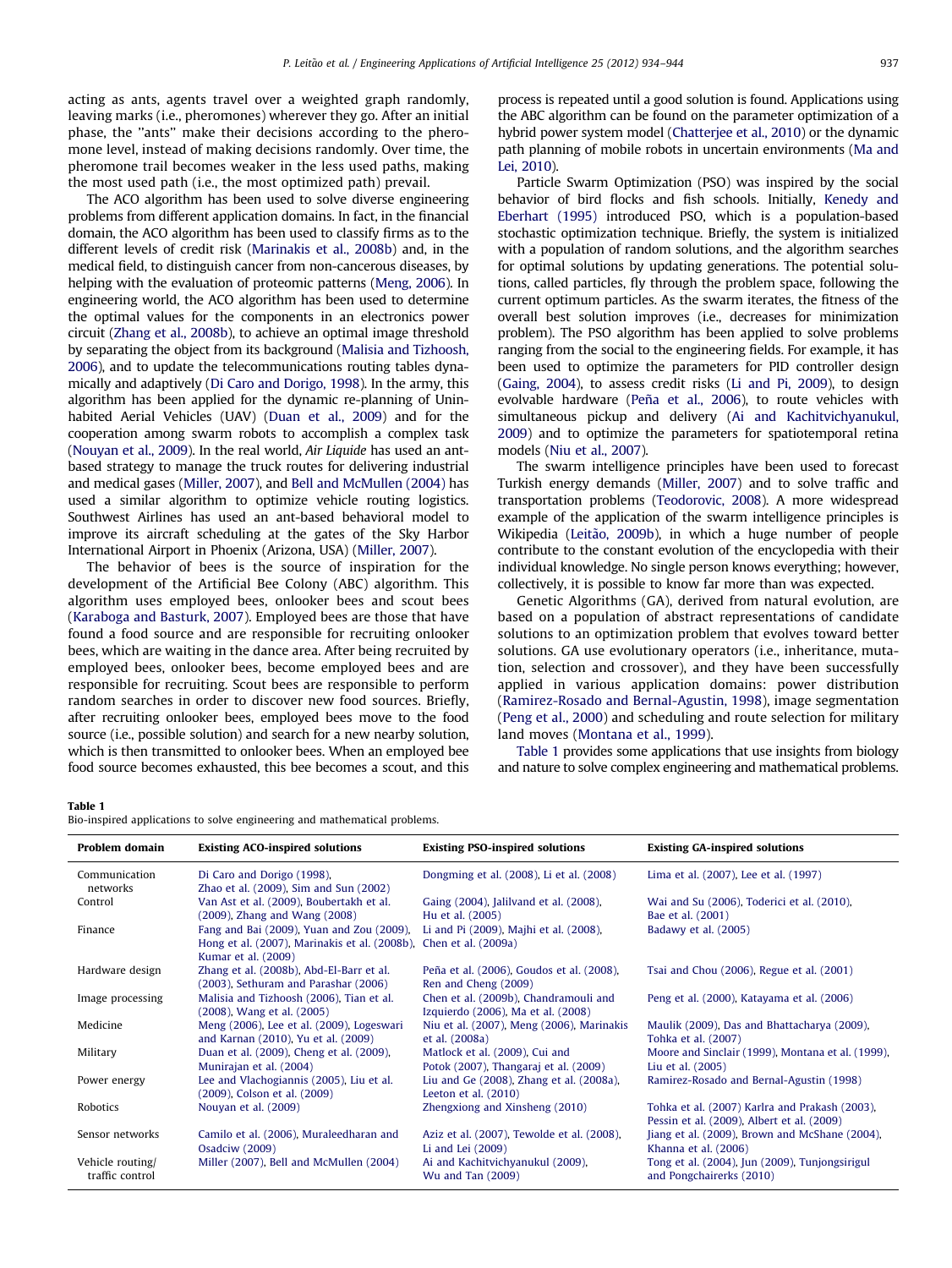acting as ants, agents travel over a weighted graph randomly, leaving marks (i.e., pheromones) wherever they go. After an initial phase, the "ants" make their decisions according to the pheromone level, instead of making decisions randomly. Over time, the pheromone trail becomes weaker in the less used paths, making the most used path (i.e., the most optimized path) prevail.

The ACO algorithm has been used to solve diverse engineering problems from different application domains. In fact, in the financial domain, the ACO algorithm has been used to classify firms as to the different levels of credit risk (Marinakis et al., 2008b) and, in the medical field, to distinguish cancer from non-cancerous diseases, by helping with the evaluation of proteomic patterns (Meng, 2006). In engineering world, the ACO algorithm has been used to determine the optimal values for the components in an electronics power circuit (Zhang et al., 2008b), to achieve an optimal image threshold by separating the object from its background (Malisia and Tizhoosh, 2006), and to update the telecommunications routing tables dynamically and adaptively (Di Caro and Dorigo, 1998). In the army, this algorithm has been applied for the dynamic re-planning of Uninhabited Aerial Vehicles (UAV) (Duan et al., 2009) and for the cooperation among swarm robots to accomplish a complex task (Nouyan et al., 2009). In the real world, *Air Liquide* has used an ant-based strategy to manage the truck routes for delivering industrial and medical gases (Miller, 2007), and Bell and McMullen (2004) has used a similar algorithm to optimize vehicle routing logistics. Southwest Airlines has used an ant-based behavioral model to improve its aircraft scheduling at the gates of the Sky Harbor International Airport in Phoenix (Arizona, USA) (Miller, 2007).

The behavior of bees is the source of inspiration for the development of the Artificial Bee Colony (ABC) algorithm. This algorithm uses employed bees, onlooker bees and scout bees (Karaboga and Basturk, 2007). Employed bees are those that have found a food source and are responsible for recruiting onlooker bees, which are waiting in the dance area. After being recruited by employed bees, onlooker bees, become employed bees and are responsible for recruiting. Scout bees are responsible to perform random searches in order to discover new food sources. Briefly, after recruiting onlooker bees, employed bees move to the food source (i.e., possible solution) and search for a new nearby solution, which is then transmitted to onlooker bees. When an employed bee food source becomes exhausted, this bee becomes a scout, and this process is repeated until a good solution is found. Applications using the ABC algorithm can be found on the parameter optimization of a hybrid power system model (Chatterjee et al., 2010) or the dynamic path planning of mobile robots in uncertain environments (Ma and Lei, 2010).

Particle Swarm Optimization (PSO) was inspired by the social behavior of bird flocks and fish schools. Initially, Kenedy and Eberhart (1995) introduced PSO, which is a population-based stochastic optimization technique. Briefly, the system is initialized with a population of random solutions, and the algorithm searches for optimal solutions by updating generations. The potential solutions, called particles, fly through the problem space, following the current optimum particles. As the swarm iterates, the fitness of the overall best solution improves (i.e., decreases for minimization problem). The PSO algorithm has been applied to solve problems ranging from the social to the engineering fields. For example, it has been used to optimize the parameters for PID controller design (Gaing, 2004), to assess credit risks (Li and Pi, 2009), to design evolvable hardware (Peña et al., 2006), to route vehicles with simultaneous pickup and delivery (Ai and Kachitvichyanukul, 2009) and to optimize the parameters for spatiotemporal retina models (Niu et al., 2007).

The swarm intelligence principles have been used to forecast Turkish energy demands (Miller, 2007) and to solve traffic and transportation problems (Teodorovic, 2008). A more widespread example of the application of the swarm intelligence principles is Wikipedia (Leitão, 2009b), in which a huge number of people contribute to the constant evolution of the encyclopedia with their individual knowledge. No single person knows everything; however, collectively, it is possible to know far more than was expected.

Genetic Algorithms (GA), derived from natural evolution, are based on a population of abstract representations of candidate solutions to an optimization problem that evolves toward better solutions. GA use evolutionary operators (i.e., inheritance, mutation, selection and crossover), and they have been successfully applied in various application domains: power distribution (Ramirez-Rosado and Bernal-Agustin, 1998), image segmentation (Peng et al., 2000) and scheduling and route selection for military land moves (Montana et al., 1999).

Table 1 provides some applications that use insights from biology and nature to solve complex engineering and mathematical problems.

**Table 1**
Bio-inspired applications to solve engineering and mathematical problems.

| Problem domain | Existing ACO-inspired solutions | Existing PSO-inspired solutions | Existing GA-inspired solutions |
|---|---|---|---|
| Communication networks | Di Caro and Dorigo (1998), Zhao et al. (2009), Sim and Sun (2002) | Dongming et al. (2008), Li et al. (2008) | Lima et al. (2007), Lee et al. (1997) |
| Control | Van Ast et al. (2009), Boubertakh et al. (2009), Zhang and Wang (2008) | Gaing (2004), Jalilvand et al. (2008), Hu et al. (2005) | Wai and Su (2006), Toderici et al. (2010), Bae et al. (2001) |
| Finance | Fang and Bai (2009), Yuan and Zou (2009), Hong et al. (2007), Marinakis et al. (2008b), Kumar et al. (2009) | Li and Pi (2009), Majhi et al. (2008), Chen et al. (2009a) | Badawy et al. (2005) |
| Hardware design | Zhang et al. (2008b), Abd-El-Barr et al. (2003), Sethuram and Parashar (2006) | Peña et al. (2006), Goudos et al. (2008), Ren and Cheng (2009) | Tsai and Chou (2006), Regue et al. (2001) |
| Image processing | Malisia and Tizhoosh (2006), Tian et al. (2008), Wang et al. (2005) | Chen et al. (2009b), Chandramouli and Izquierdo (2006), Ma et al. (2008) | Peng et al. (2000), Katayama et al. (2006) |
| Medicine | Meng (2006), Lee et al. (2009), Logeswari and Karnan (2010), Yu et al. (2009) | Niu et al. (2007), Meng (2006), Marinakis et al. (2008a) | Maulik (2009), Das and Bhattacharya (2009), Tohka et al. (2007) |
| Military | Duan et al. (2009), Cheng et al. (2009), Munirajan et al. (2004) | Matlock et al. (2009), Cui and Potok (2007), Thangaraj et al. (2009) | Moore and Sinclair (1999), Montana et al. (1999), Liu et al. (2005) |
| Power energy | Lee and Vlachogiannis (2005), Liu et al. (2009), Colson et al. (2009) | Liu and Ge (2008), Zhang et al. (2008a), Leeton et al. (2010) | Ramirez-Rosado and Bernal-Agustin (1998) |
| Robotics | Nouyan et al. (2009) | Zhengxiong and Xinsheng (2010) | Tohka et al. (2007) Karlra and Prakash (2003), Pessin et al. (2009), Albert et al. (2009) |
| Sensor networks | Camilo et al. (2006), Muraleedharan and Osadciw (2009) | Aziz et al. (2007), Tewolde et al. (2008), Li and Lei (2009) | Jiang et al. (2009), Brown and McShane (2004), Khanna et al. (2006) |
| Vehicle routing/ traffic control | Miller (2007), Bell and McMullen (2004) | Ai and Kachitvichyanukul (2009), Wu and Tan (2009) | Tong et al. (2004), Jun (2009), Tunjongsirigul and Pongchairerks (2010) |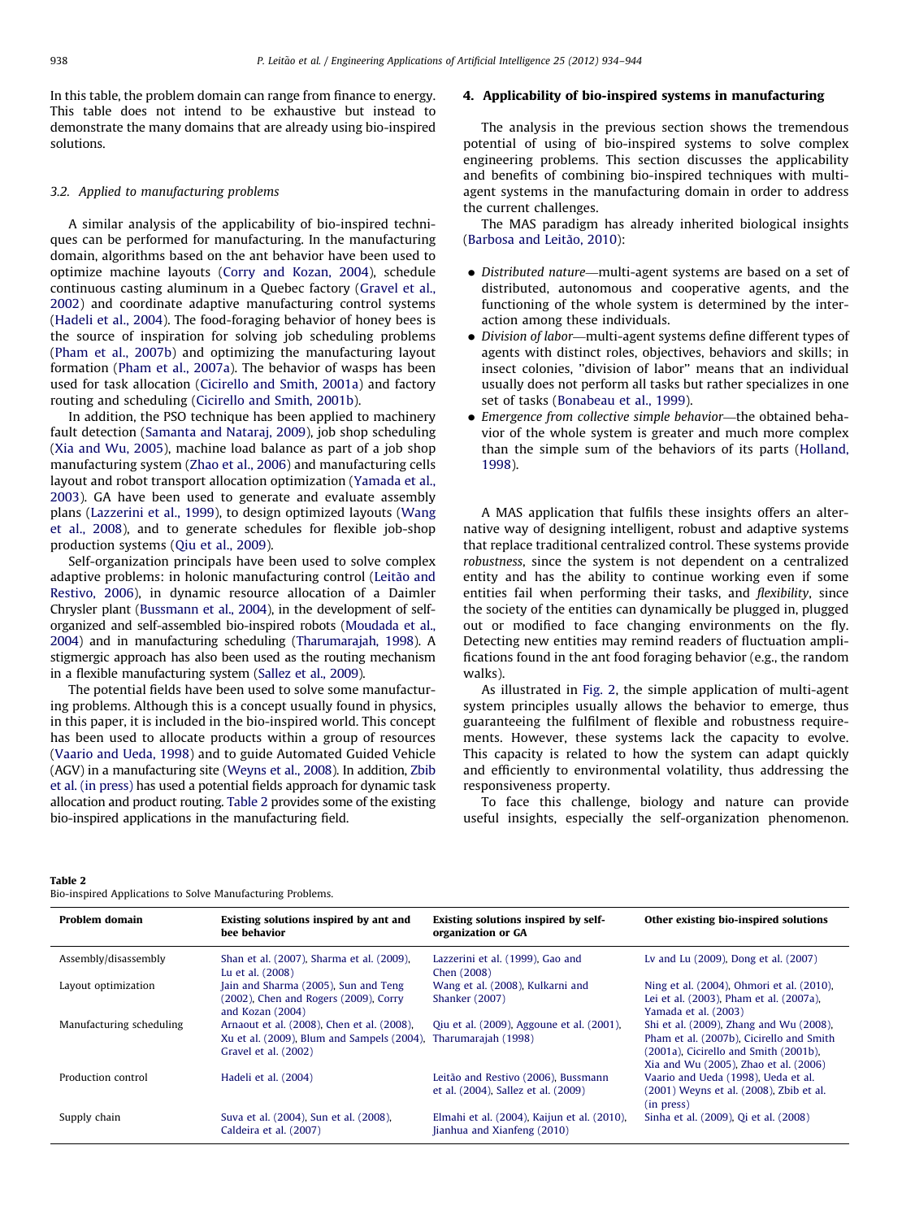In this table, the problem domain can range from finance to energy. This table does not intend to be exhaustive but instead to demonstrate the many domains that are already using bio-inspired solutions.

### 3.2. Applied to manufacturing problems

A similar analysis of the applicability of bio-inspired techniques can be performed for manufacturing. In the manufacturing domain, algorithms based on the ant behavior have been used to optimize machine layouts (Corry and Kozan, 2004), schedule continuous casting aluminum in a Quebec factory (Gravel et al., 2002) and coordinate adaptive manufacturing control systems (Hadeli et al., 2004). The food-foraging behavior of honey bees is the source of inspiration for solving job scheduling problems (Pham et al., 2007b) and optimizing the manufacturing layout formation (Pham et al., 2007a). The behavior of wasps has been used for task allocation (Cicirello and Smith, 2001a) and factory routing and scheduling (Cicirello and Smith, 2001b).

In addition, the PSO technique has been applied to machinery fault detection (Samanta and Nataraj, 2009), job shop scheduling (Xia and Wu, 2005), machine load balance as part of a job shop manufacturing system (Zhao et al., 2006) and manufacturing cells layout and robot transport allocation optimization (Yamada et al., 2003). GA have been used to generate and evaluate assembly plans (Lazzerini et al., 1999), to design optimized layouts (Wang et al., 2008), and to generate schedules for flexible job-shop production systems (Qiu et al., 2009).

Self-organization principals have been used to solve complex adaptive problems: in holonic manufacturing control (Leitão and Restivo, 2006), in dynamic resource allocation of a Daimler Chrysler plant (Bussmann et al., 2004), in the development of self-organized and self-assembled bio-inspired robots (Moudada et al., 2004) and in manufacturing scheduling (Tharumarajah, 1998). A stigmergic approach has also been used as the routing mechanism in a flexible manufacturing system (Sallez et al., 2009).

The potential fields have been used to solve some manufacturing problems. Although this is a concept usually found in physics, in this paper, it is included in the bio-inspired world. This concept has been used to allocate products within a group of resources (Vaario and Ueda, 1998) and to guide Automated Guided Vehicle (AGV) in a manufacturing site (Weyns et al., 2008). In addition, Zbib et al. (in press) has used a potential fields approach for dynamic task allocation and product routing. Table 2 provides some of the existing bio-inspired applications in the manufacturing field.

## 4. Applicability of bio-inspired systems in manufacturing

The analysis in the previous section shows the tremendous potential of using of bio-inspired systems to solve complex engineering problems. This section discusses the applicability and benefits of combining bio-inspired techniques with multi-agent systems in the manufacturing domain in order to address the current challenges.

The MAS paradigm has already inherited biological insights (Barbosa and Leitão, 2010):

- *Distributed nature*—multi-agent systems are based on a set of distributed, autonomous and cooperative agents, and the functioning of the whole system is determined by the interaction among these individuals.
- *Division of labor*—multi-agent systems define different types of agents with distinct roles, objectives, behaviors and skills; in insect colonies, "division of labor" means that an individual usually does not perform all tasks but rather specializes in one set of tasks (Bonabeau et al., 1999).
- *Emergence from collective simple behavior*—the obtained behavior of the whole system is greater and much more complex than the simple sum of the behaviors of its parts (Holland, 1998).

A MAS application that fulfils these insights offers an alternative way of designing intelligent, robust and adaptive systems that replace traditional centralized control. These systems provide *robustness*, since the system is not dependent on a centralized entity and has the ability to continue working even if some entities fail when performing their tasks, and *flexibility*, since the society of the entities can dynamically be plugged in, plugged out or modified to face changing environments on the fly. Detecting new entities may remind readers of fluctuation amplifications found in the ant food foraging behavior (e.g., the random walks).

As illustrated in Fig. 2, the simple application of multi-agent system principles usually allows the behavior to emerge, thus guaranteeing the fulfilment of flexible and robustness requirements. However, these systems lack the capacity to evolve. This capacity is related to how the system can adapt quickly and efficiently to environmental volatility, thus addressing the responsiveness property.

To face this challenge, biology and nature can provide useful insights, especially the self-organization phenomenon.

**Table 2**
Bio-inspired Applications to Solve Manufacturing Problems.

| Problem domain | Existing solutions inspired by ant and bee behavior | Existing solutions inspired by self-organization or GA | Other existing bio-inspired solutions |
|---|---|---|---|
| Assembly/disassembly | Shan et al. (2007), Sharma et al. (2009), Lu et al. (2008) | Lazzerini et al. (1999), Gao and Chen (2008) | Lv and Lu (2009), Dong et al. (2007) |
| Layout optimization | Jain and Sharma (2005), Sun and Teng (2002), Chen and Rogers (2009), Corry and Kozan (2004) | Wang et al. (2008), Kulkarni and Shanker (2007) | Ning et al. (2004), Ohmori et al. (2010), Lei et al. (2003), Pham et al. (2007a), Yamada et al. (2003) |
| Manufacturing scheduling | Arnaout et al. (2008), Chen et al. (2008), Xu et al. (2009), Blum and Sampels (2004), Gravel et al. (2002) | Qiu et al. (2009), Aggoune et al. (2001), Tharumarajah (1998) | Shi et al. (2009), Zhang and Wu (2008), Pham et al. (2007b), Cicirello and Smith (2001a), Cicirello and Smith (2001b), Xia and Wu (2005), Zhao et al. (2006) |
| Production control | Hadeli et al. (2004) | Leitão and Restivo (2006), Bussmann et al. (2004), Sallez et al. (2009) | Vaario and Ueda (1998), Ueda et al. (2001) Weyns et al. (2008), Zbib et al. (in press) |
| Supply chain | Suva et al. (2004), Sun et al. (2008), Caldeira et al. (2007) | Elmahi et al. (2004), Kaijun et al. (2010), Jianhua and Xianfeng (2010) | Sinha et al. (2009), Qi et al. (2008) |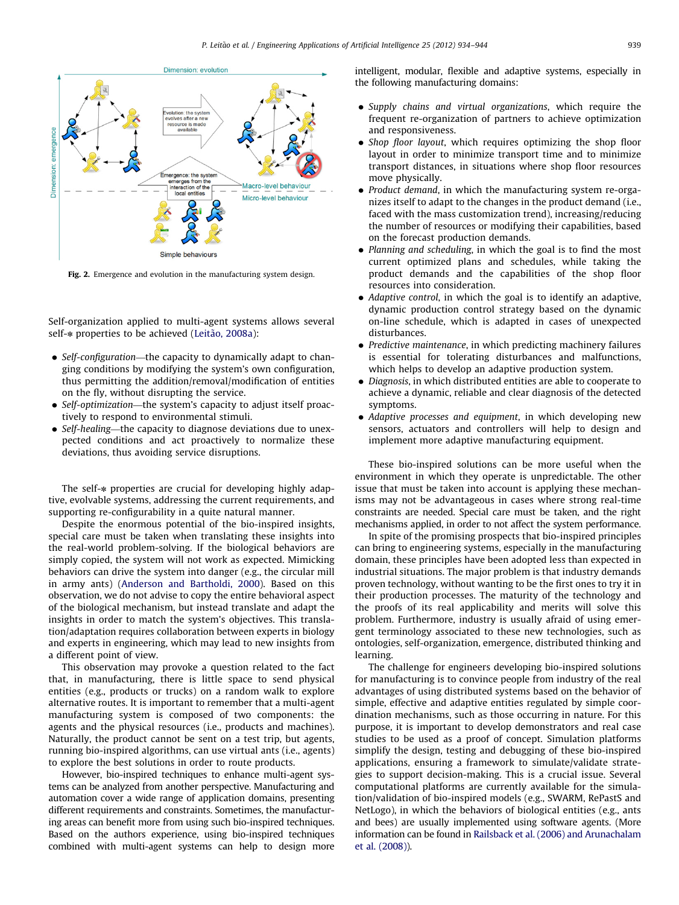Dimension: evolution

Dimension: emergence

Evolution: the system evolves after a new resource is made available

Emergence: the system emerges from the interaction of the local entities

Macro-level behaviour

Micro-level behaviour

Simple behaviours

**Fig. 2.** Emergence and evolution in the manufacturing system design.

Self-organization applied to multi-agent systems allows several self-∗ properties to be achieved (Leitão, 2008a):

- *Self-configuration*—the capacity to dynamically adapt to changing conditions by modifying the system's own configuration, thus permitting the addition/removal/modification of entities on the fly, without disrupting the service.
- *Self-optimization*—the system's capacity to adjust itself proactively to respond to environmental stimuli.
- *Self-healing*—the capacity to diagnose deviations due to unexpected conditions and act proactively to normalize these deviations, thus avoiding service disruptions.

The self-∗ properties are crucial for developing highly adaptive, evolvable systems, addressing the current requirements, and supporting re-configurability in a quite natural manner.

Despite the enormous potential of the bio-inspired insights, special care must be taken when translating these insights into the real-world problem-solving. If the biological behaviors are simply copied, the system will not work as expected. Mimicking behaviors can drive the system into danger (e.g., the circular mill in army ants) (Anderson and Bartholdi, 2000). Based on this observation, we do not advise to copy the entire behavioral aspect of the biological mechanism, but instead translate and adapt the insights in order to match the system's objectives. This translation/adaptation requires collaboration between experts in biology and experts in engineering, which may lead to new insights from a different point of view.

This observation may provoke a question related to the fact that, in manufacturing, there is little space to send physical entities (e.g., products or trucks) on a random walk to explore alternative routes. It is important to remember that a multi-agent manufacturing system is composed of two components: the agents and the physical resources (i.e., products and machines). Naturally, the product cannot be sent on a test trip, but agents, running bio-inspired algorithms, can use virtual ants (i.e., agents) to explore the best solutions in order to route products.

However, bio-inspired techniques to enhance multi-agent systems can be analyzed from another perspective. Manufacturing and automation cover a wide range of application domains, presenting different requirements and constraints. Sometimes, the manufacturing areas can benefit more from using such bio-inspired techniques. Based on the authors experience, using bio-inspired techniques combined with multi-agent systems can help to design more intelligent, modular, flexible and adaptive systems, especially in the following manufacturing domains:

- *Supply chains and virtual organizations*, which require the frequent re-organization of partners to achieve optimization and responsiveness.
- *Shop floor layout*, which requires optimizing the shop floor layout in order to minimize transport time and to minimize transport distances, in situations where shop floor resources move physically.
- *Product demand*, in which the manufacturing system re-organizes itself to adapt to the changes in the product demand (i.e., faced with the mass customization trend), increasing/reducing the number of resources or modifying their capabilities, based on the forecast production demands.
- *Planning and scheduling*, in which the goal is to find the most current optimized plans and schedules, while taking the product demands and the capabilities of the shop floor resources into consideration.
- *Adaptive control*, in which the goal is to identify an adaptive, dynamic production control strategy based on the dynamic on-line schedule, which is adapted in cases of unexpected disturbances.
- *Predictive maintenance*, in which predicting machinery failures is essential for tolerating disturbances and malfunctions, which helps to develop an adaptive production system.
- *Diagnosis*, in which distributed entities are able to cooperate to achieve a dynamic, reliable and clear diagnosis of the detected symptoms.
- *Adaptive processes and equipment*, in which developing new sensors, actuators and controllers will help to design and implement more adaptive manufacturing equipment.

These bio-inspired solutions can be more useful when the environment in which they operate is unpredictable. The other issue that must be taken into account is applying these mechanisms may not be advantageous in cases where strong real-time constraints are needed. Special care must be taken, and the right mechanisms applied, in order to not affect the system performance.

In spite of the promising prospects that bio-inspired principles can bring to engineering systems, especially in the manufacturing domain, these principles have been adopted less than expected in industrial situations. The major problem is that industry demands proven technology, without wanting to be the first ones to try it in their production processes. The maturity of the technology and the proofs of its real applicability and merits will solve this problem. Furthermore, industry is usually afraid of using emergent terminology associated to these new technologies, such as ontologies, self-organization, emergence, distributed thinking and learning.

The challenge for engineers developing bio-inspired solutions for manufacturing is to convince people from industry of the real advantages of using distributed systems based on the behavior of simple, effective and adaptive entities regulated by simple coordination mechanisms, such as those occurring in nature. For this purpose, it is important to develop demonstrators and real case studies to be used as a proof of concept. Simulation platforms simplify the design, testing and debugging of these bio-inspired applications, ensuring a framework to simulate/validate strategies to support decision-making. This is a crucial issue. Several computational platforms are currently available for the simulation/validation of bio-inspired models (e.g., SWARM, RePastS and NetLogo), in which the behaviors of biological entities (e.g., ants and bees) are usually implemented using software agents. (More information can be found in Railsback et al. (2006) and Arunachalam et al. (2008)).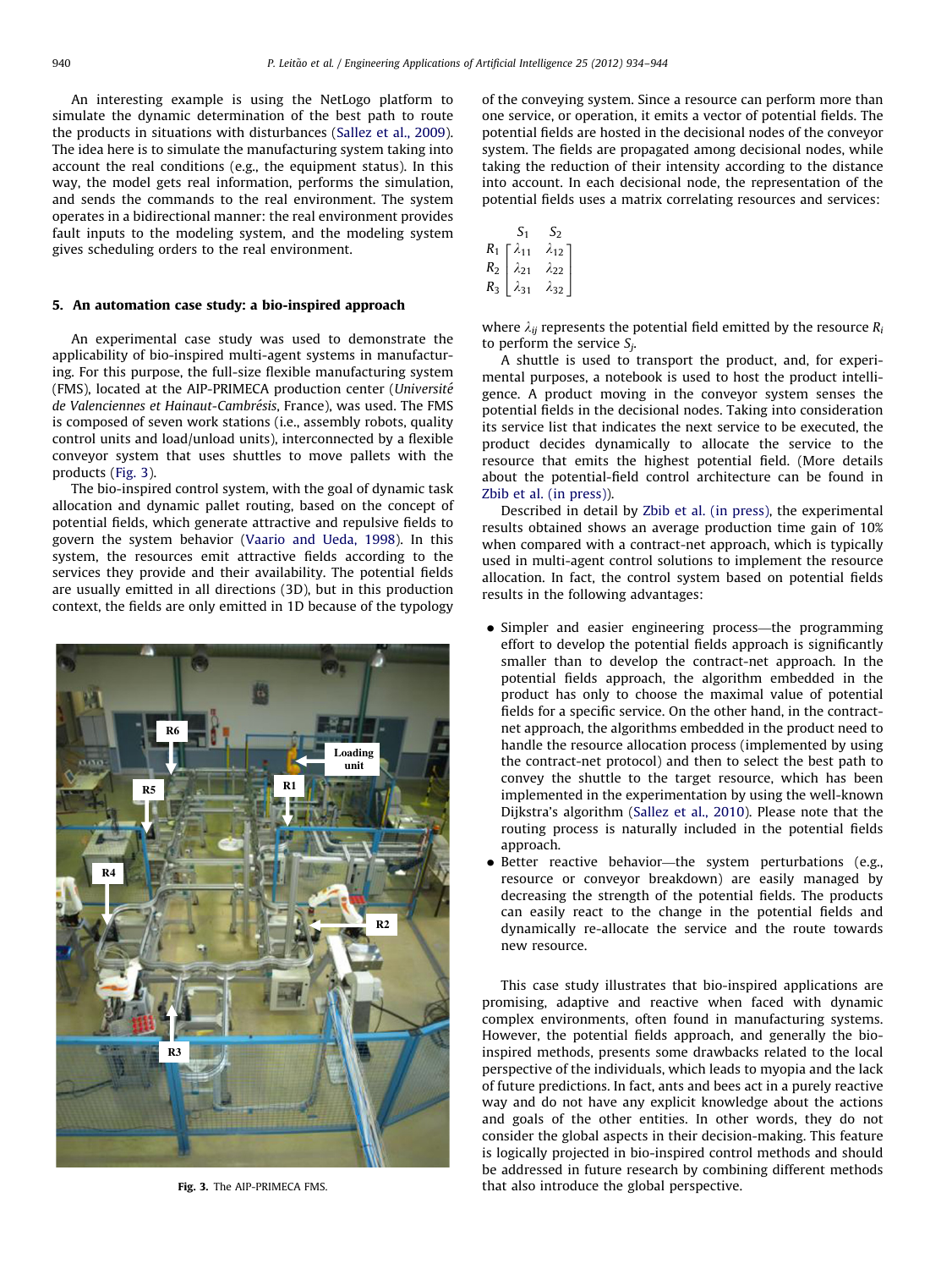An interesting example is using the NetLogo platform to simulate the dynamic determination of the best path to route the products in situations with disturbances (Sallez et al., 2009). The idea here is to simulate the manufacturing system taking into account the real conditions (e.g., the equipment status). In this way, the model gets real information, performs the simulation, and sends the commands to the real environment. The system operates in a bidirectional manner: the real environment provides fault inputs to the modeling system, and the modeling system gives scheduling orders to the real environment.

## 5. An automation case study: a bio-inspired approach

An experimental case study was used to demonstrate the applicability of bio-inspired multi-agent systems in manufacturing. For this purpose, the full-size flexible manufacturing system (FMS), located at the AIP-PRIMECA production center (*Université de Valenciennes et Hainaut-Cambrésis*, France), was used. The FMS is composed of seven work stations (i.e., assembly robots, quality control units and load/unload units), interconnected by a flexible conveyor system that uses shuttles to move pallets with the products (Fig. 3).

The bio-inspired control system, with the goal of dynamic task allocation and dynamic pallet routing, based on the concept of potential fields, which generate attractive and repulsive fields to govern the system behavior (Vaario and Ueda, 1998). In this system, the resources emit attractive fields according to the services they provide and their availability. The potential fields are usually emitted in all directions (3D), but in this production context, the fields are only emitted in 1D because of the typology of the conveying system. Since a resource can perform more than one service, or operation, it emits a vector of potential fields. The potential fields are hosted in the decisional nodes of the conveyor system. The fields are propagated among decisional nodes, while taking the reduction of their intensity according to the distance into account. In each decisional node, the representation of the potential fields uses a matrix correlating resources and services:

$$
\begin{array}{c} \\ R_1 \\ R_2 \\ R_3 \end{array}
\begin{array}{c} \begin{array}{cc} S_1 & S_2 \end{array} \\ \begin{bmatrix} \lambda_{11} & \lambda_{12} \\ \lambda_{21} & \lambda_{22} \\ \lambda_{31} & \lambda_{32} \end{bmatrix} \end{array}
$$

where $\lambda_{ij}$ represents the potential field emitted by the resource $R_i$ to perform the service $S_j$.

A shuttle is used to transport the product, and, for experimental purposes, a notebook is used to host the product intelligence. A product moving in the conveyor system senses the potential fields in the decisional nodes. Taking into consideration its service list that indicates the next service to be executed, the product decides dynamically to allocate the service to the resource that emits the highest potential field. (More details about the potential-field control architecture can be found in Zbib et al. (in press)).

Fig. 3. The AIP-PRIMECA FMS.

Described in detail by Zbib et al. (in press), the experimental results obtained shows an average production time gain of 10% when compared with a contract-net approach, which is typically used in multi-agent control solutions to implement the resource allocation. In fact, the control system based on potential fields results in the following advantages:

- Simpler and easier engineering process—the programming effort to develop the potential fields approach is significantly smaller than to develop the contract-net approach. In the potential fields approach, the algorithm embedded in the product has only to choose the maximal value of potential fields for a specific service. On the other hand, in the contract-net approach, the algorithms embedded in the product need to handle the resource allocation process (implemented by using the contract-net protocol) and then to select the best path to convey the shuttle to the target resource, which has been implemented in the experimentation by using the well-known Dijkstra's algorithm (Sallez et al., 2010). Please note that the routing process is naturally included in the potential fields approach.
- Better reactive behavior—the system perturbations (e.g., resource or conveyor breakdown) are easily managed by decreasing the strength of the potential fields. The products can easily react to the change in the potential fields and dynamically re-allocate the service and the route towards new resource.

This case study illustrates that bio-inspired applications are promising, adaptive and reactive when faced with dynamic complex environments, often found in manufacturing systems. However, the potential fields approach, and generally the bio-inspired methods, presents some drawbacks related to the local perspective of the individuals, which leads to myopia and the lack of future predictions. In fact, ants and bees act in a purely reactive way and do not have any explicit knowledge about the actions and goals of the other entities. In other words, they do not consider the global aspects in their decision-making. This feature is logically projected in bio-inspired control methods and should be addressed in future research by combining different methods that also introduce the global perspective.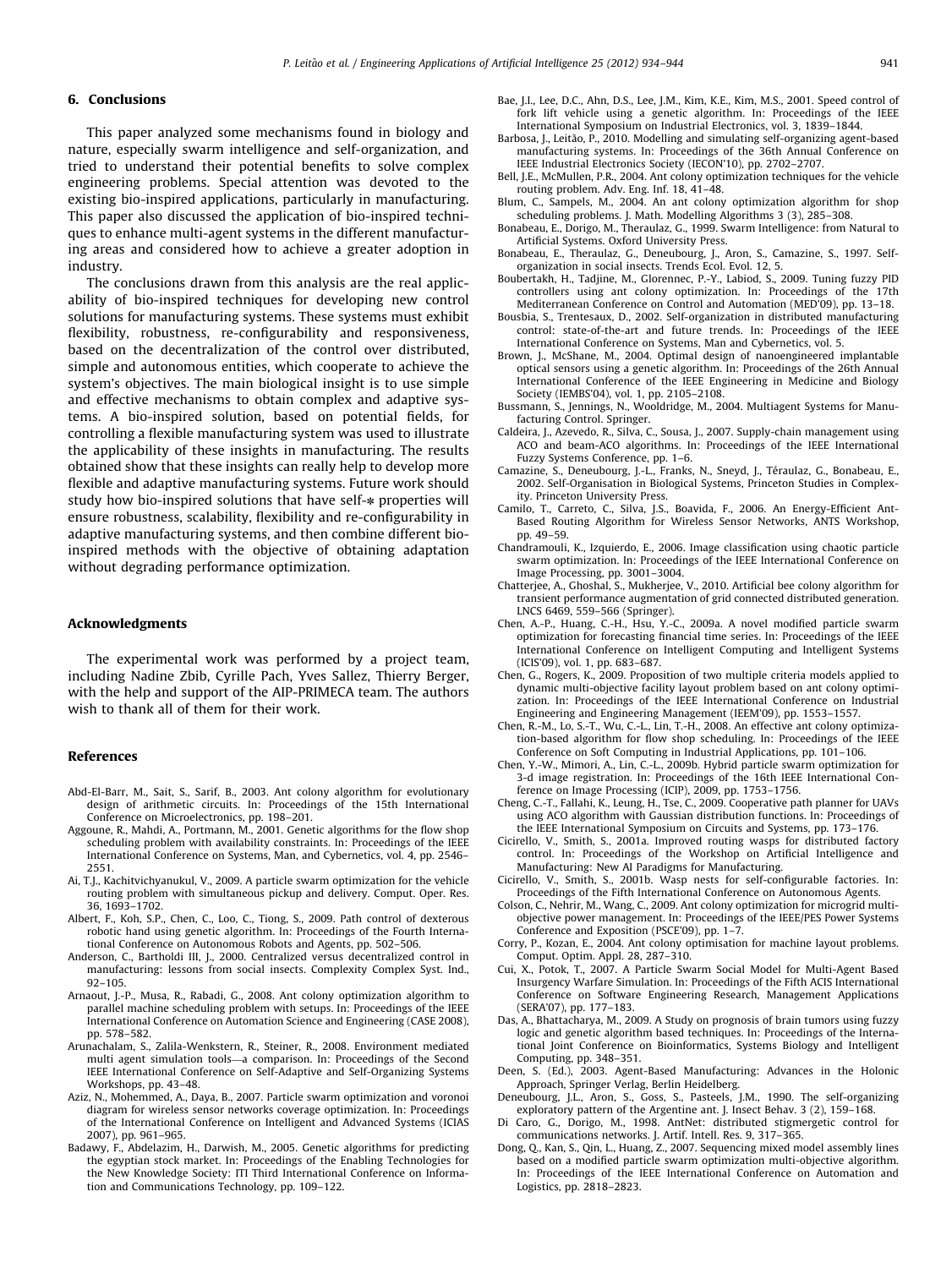## 6. Conclusions

This paper analyzed some mechanisms found in biology and nature, especially swarm intelligence and self-organization, and tried to understand their potential benefits to solve complex engineering problems. Special attention was devoted to the existing bio-inspired applications, particularly in manufacturing. This paper also discussed the application of bio-inspired techniques to enhance multi-agent systems in the different manufacturing areas and considered how to achieve a greater adoption in industry.

The conclusions drawn from this analysis are the real applicability of bio-inspired techniques for developing new control solutions for manufacturing systems. These systems must exhibit flexibility, robustness, re-configurability and responsiveness, based on the decentralization of the control over distributed, simple and autonomous entities, which cooperate to achieve the system's objectives. The main biological insight is to use simple and effective mechanisms to obtain complex and adaptive systems. A bio-inspired solution, based on potential fields, for controlling a flexible manufacturing system was used to illustrate the applicability of these insights in manufacturing. The results obtained show that these insights can really help to develop more flexible and adaptive manufacturing systems. Future work should study how bio-inspired solutions that have self-* properties will ensure robustness, scalability, flexibility and re-configurability in adaptive manufacturing systems, and then combine different bio-inspired methods with the objective of obtaining adaptation without degrading performance optimization.

## Acknowledgments

The experimental work was performed by a project team, including Nadine Zbib, Cyrille Pach, Yves Sallez, Thierry Berger, with the help and support of the AIP-PRIMECA team. The authors wish to thank all of them for their work.

## References

Abd-El-Barr, M., Sait, S., Sarif, B., 2003. Ant colony algorithm for evolutionary design of arithmetic circuits. In: Proceedings of the 15th International Conference on Microelectronics, pp. 198–201.

Aggoune, R., Mahdi, A., Portmann, M., 2001. Genetic algorithms for the flow shop scheduling problem with availability constraints. In: Proceedings of the IEEE International Conference on Systems, Man, and Cybernetics, vol. 4, pp. 2546–2551.

Ai, T.J., Kachitvichyanukul, V., 2009. A particle swarm optimization for the vehicle routing problem with simultaneous pickup and delivery. Comput. Oper. Res. 36, 1693–1702.

Albert, F., Koh, S.P., Chen, C., Loo, C., Tiong, S., 2009. Path control of dexterous robotic hand using genetic algorithm. In: Proceedings of the Fourth International Conference on Autonomous Robots and Agents, pp. 502–506.

Anderson, C., Bartholdi III, J., 2000. Centralized versus decentralized control in manufacturing: lessons from social insects. Complexity Complex Syst. Ind., 92–105.

Arnaout, J.-P., Musa, R., Rabadi, G., 2008. Ant colony optimization algorithm to parallel machine scheduling problem with setups. In: Proceedings of the IEEE International Conference on Automation Science and Engineering (CASE 2008), pp. 578–582.

Arunachalam, S., Zalila-Wenkstern, R., Steiner, R., 2008. Environment mediated multi agent simulation tools—a comparison. In: Proceedings of the Second IEEE International Conference on Self-Adaptive and Self-Organizing Systems Workshops, pp. 43–48.

Aziz, N., Mohemmed, A., Daya, B., 2007. Particle swarm optimization and voronoi diagram for wireless sensor networks coverage optimization. In: Proceedings of the International Conference on Intelligent and Advanced Systems (ICIAS 2007), pp. 961–965.

Badawy, F., Abdelazim, H., Darwish, M., 2005. Genetic algorithms for predicting the egyptian stock market. In: Proceedings of the Enabling Technologies for the New Knowledge Society: ITI Third International Conference on Information and Communications Technology, pp. 109–122.

Bae, J.I., Lee, D.C., Ahn, D.S., Lee, J.M., Kim, K.E., Kim, M.S., 2001. Speed control of fork lift vehicle using a genetic algorithm. In: Proceedings of the IEEE International Symposium on Industrial Electronics, vol. 3, 1839–1844.

Barbosa, J., Leitão, P., 2010. Modelling and simulating self-organizing agent-based manufacturing systems. In: Proceedings of the 36th Annual Conference on IEEE Industrial Electronics Society (IECON'10), pp. 2702–2707.

Bell, J.E., McMullen, P.R., 2004. Ant colony optimization techniques for the vehicle routing problem. Adv. Eng. Inf. 18, 41–48.

Blum, C., Sampels, M., 2004. An ant colony optimization algorithm for shop scheduling problems. J. Math. Modelling Algorithms 3 (3), 285–308.

Bonabeau, E., Dorigo, M., Theraulaz, G., 1999. Swarm Intelligence: from Natural to Artificial Systems. Oxford University Press.

Bonabeau, E., Theraulaz, G., Deneubourg, J., Aron, S., Camazine, S., 1997. Self-organization in social insects. Trends Ecol. Evol. 12, 5.

Boubertakh, H., Tadjine, M., Glorennec, P.-Y., Labiod, S., 2009. Tuning fuzzy PID controllers using ant colony optimization. In: Proceedings of the 17th Mediterranean Conference on Control and Automation (MED'09), pp. 13–18.

Bousbia, S., Trentesaux, D., 2002. Self-organization in distributed manufacturing control: state-of-the-art and future trends. In: Proceedings of the IEEE International Conference on Systems, Man and Cybernetics, vol. 5.

Brown, J., McShane, M., 2004. Optimal design of nanoengineered implantable optical sensors using a genetic algorithm. In: Proceedings of the 26th Annual International Conference of the IEEE Engineering in Medicine and Biology Society (IEMBS'04), vol. 1, pp. 2105–2108.

Bussmann, S., Jennings, N., Wooldridge, M., 2004. Multiagent Systems for Manufacturing Control. Springer.

Caldeira, J., Azevedo, R., Silva, C., Sousa, J., 2007. Supply-chain management using ACO and beam-ACO algorithms. In: Proceedings of the IEEE International Fuzzy Systems Conference, pp. 1–6.

Camazine, S., Deneubourg, J.-L., Franks, N., Sneyd, J., Téraulaz, G., Bonabeau, E., 2002. Self-Organisation in Biological Systems, Princeton Studies in Complexity. Princeton University Press.

Camilo, T., Carreto, C., Silva, J.S., Boavida, F., 2006. An Energy-Efficient Ant-Based Routing Algorithm for Wireless Sensor Networks, ANTS Workshop, pp. 49–59.

Chandramouli, K., Izquierdo, E., 2006. Image classification using chaotic particle swarm optimization. In: Proceedings of the IEEE International Conference on Image Processing, pp. 3001–3004.

Chatterjee, A., Ghoshal, S., Mukherjee, V., 2010. Artificial bee colony algorithm for transient performance augmentation of grid connected distributed generation. LNCS 6469, 559–566 (Springer).

Chen, A.-P., Huang, C.-H., Hsu, Y.-C., 2009a. A novel modified particle swarm optimization for forecasting financial time series. In: Proceedings of the IEEE International Conference on Intelligent Computing and Intelligent Systems (ICIS'09), vol. 1, pp. 683–687.

Chen, G., Rogers, K., 2009. Proposition of two multiple criteria models applied to dynamic multi-objective facility layout problem based on ant colony optimization. In: Proceedings of the IEEE International Conference on Industrial Engineering and Engineering Management (IEEM'09), pp. 1553–1557.

Chen, R.-M., Lo, S.-T., Wu, C.-L., Lin, T.-H., 2008. An effective ant colony optimization-based algorithm for flow shop scheduling. In: Proceedings of the IEEE Conference on Soft Computing in Industrial Applications, pp. 101–106.

Chen, Y.-W., Mimori, A., Lin, C.-L., 2009b. Hybrid particle swarm optimization for 3-d image registration. In: Proceedings of the 16th IEEE International Conference on Image Processing (ICIP), 2009, pp. 1753–1756.

Cheng, C.-T., Fallahi, K., Leung, H., Tse, C., 2009. Cooperative path planner for UAVs using ACO algorithm with Gaussian distribution functions. In: Proceedings of the IEEE International Symposium on Circuits and Systems, pp. 173–176.

Cicirello, V., Smith, S., 2001a. Improved routing wasps for distributed factory control. In: Proceedings of the Workshop on Artificial Intelligence and Manufacturing: New AI Paradigms for Manufacturing.

Cicirello, V., Smith, S., 2001b. Wasp nests for self-configurable factories. In: Proceedings of the Fifth International Conference on Autonomous Agents.

Colson, C., Nehrir, M., Wang, C., 2009. Ant colony optimization for microgrid multi-objective power management. In: Proceedings of the IEEE/PES Power Systems Conference and Exposition (PSCE'09), pp. 1–7.

Corry, P., Kozan, E., 2004. Ant colony optimisation for machine layout problems. Comput. Optim. Appl. 28, 287–310.

Cui, X., Potok, T., 2007. A Particle Swarm Social Model for Multi-Agent Based Insurgency Warfare Simulation. In: Proceedings of the Fifth ACIS International Conference on Software Engineering Research, Management Applications (SERA'07), pp. 177–183.

Das, A., Bhattacharya, M., 2009. A Study on prognosis of brain tumors using fuzzy logic and genetic algorithm based techniques. In: Proceedings of the International Joint Conference on Bioinformatics, Systems Biology and Intelligent Computing, pp. 348–351.

Deen, S. (Ed.), 2003. Agent-Based Manufacturing: Advances in the Holonic Approach, Springer Verlag, Berlin Heidelberg.

Deneubourg, J.L., Aron, S., Goss, S., Pasteels, J.M., 1990. The self-organizing exploratory pattern of the Argentine ant. J. Insect Behav. 3 (2), 159–168.

Di Caro, G., Dorigo, M., 1998. AntNet: distributed stigmergetic control for communications networks. J. Artif. Intell. Res. 9, 317–365.

Dong, Q., Kan, S., Qin, L., Huang, Z., 2007. Sequencing mixed model assembly lines based on a modified particle swarm optimization multi-objective algorithm. In: Proceedings of the IEEE International Conference on Automation and Logistics, pp. 2818–2823.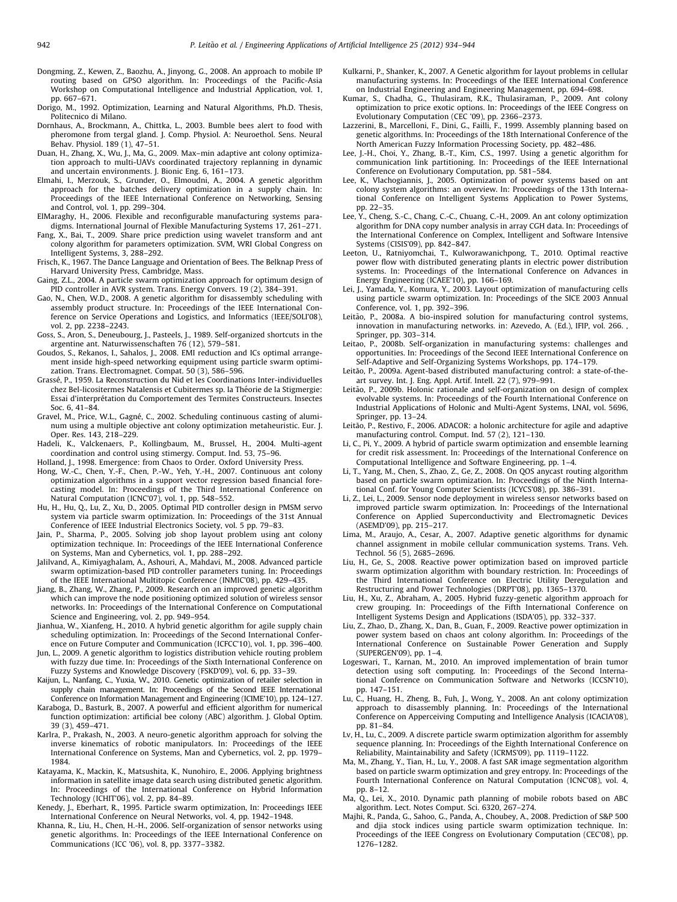Dongming, Z., Kewen, Z., Baozhu, A., Jinyong, G., 2008. An approach to mobile IP routing based on GPSO algorithm. In: Proceedings of the Pacific-Asia Workshop on Computational Intelligence and Industrial Application, vol. 1, pp. 667–671.

Dorigo, M., 1992. Optimization, Learning and Natural Algorithms, Ph.D. Thesis, Politecnico di Milano.

Dornhaus, A., Brockmann, A., Chittka, L., 2003. Bumble bees alert to food with pheromone from tergal gland. J. Comp. Physiol. A: Neuroethol. Sens. Neural Behav. Physiol. 189 (1), 47–51.

Duan, H., Zhang, X., Wu, J., Ma, G., 2009. Max–min adaptive ant colony optimization approach to multi-UAVs coordinated trajectory replanning in dynamic and uncertain environments. J. Bionic Eng. 6, 161–173.

Elmahi, I., Merzouk, S., Grunder, O., Elmoudni, A., 2004. A genetic algorithm approach for the batches delivery optimization in a supply chain. In: Proceedings of the IEEE International Conference on Networking, Sensing and Control, vol. 1, pp. 299–304.

ElMaraghy, H., 2006. Flexible and reconfigurable manufacturing systems paradigms. International Journal of Flexible Manufacturing Systems 17, 261–271.

Fang, X., Bai, T., 2009. Share price prediction using wavelet transform and ant colony algorithm for parameters optimization. SVM, WRI Global Congress on Intelligent Systems, 3, 288–292.

Frisch, K., 1967. The Dance Language and Orientation of Bees. The Belknap Press of Harvard University Press, Cambridge, Mass.

Gaing, Z.L., 2004. A particle swarm optimization approach for optimum design of PID controller in AVR system. Trans. Energy Convers. 19 (2), 384–391.

Gao, N., Chen, W.D., 2008. A genetic algorithm for disassembly scheduling with assembly product structure. In: Proceedings of the IEEE International Conference on Service Operations and Logistics, and Informatics (IEEE/SOLI'08), vol. 2, pp. 2238–2243.

Goss, S., Aron, S., Deneubourg, J., Pasteels, J., 1989. Self-organized shortcuts in the argentine ant. Naturwissenschaften 76 (12), 579–581.

Goudos, S., Rekanos, I., Sahalos, J., 2008. EMI reduction and ICs optimal arrangement inside high-speed networking equipment using particle swarm optimization. Trans. Electromagnet. Compat. 50 (3), 586–596.

Grassé, P., 1959. La Reconstruction du Nid et les Coordinations Inter-individuelles chez Bel-licositermes Natalensis et Cubitermes sp. la Théorie de la Stigmergie: Essai d'interprétation du Comportement des Termites Constructeurs. Insectes Soc. 6, 41–84.

Gravel, M., Price, W.L., Gagné, C., 2002. Scheduling continuous casting of aluminum using a multiple objective ant colony optimization metaheuristic. Eur. J. Oper. Res. 143, 218–229.

Hadeli, K., Valckenaers, P., Kollingbaum, M., Brussel, H., 2004. Multi-agent coordination and control using stimergy. Comput. Ind. 53, 75–96.

Holland, J., 1998. Emergence: from Chaos to Order. Oxford University Press.

Hong, W.-C., Chen, Y.-F., Chen, P.-W., Yeh, Y.-H., 2007. Continuous ant colony optimization algorithms in a support vector regression based financial forecasting model. In: Proceedings of the Third International Conference on Natural Computation (ICNC'07), vol. 1, pp. 548–552.

Hu, H., Hu, Q., Lu, Z., Xu, D., 2005. Optimal PID controller design in PMSM servo system via particle swarm optimization. In: Proceedings of the 31st Annual Conference of IEEE Industrial Electronics Society, vol. 5 pp. 79–83.

Jain, P., Sharma, P., 2005. Solving job shop layout problem using ant colony optimization technique. In: Proceedings of the IEEE International Conference on Systems, Man and Cybernetics, vol. 1, pp. 288–292.

Jalilvand, A., Kimiyaghalam, A., Ashouri, A., Mahdavi, M., 2008. Advanced particle swarm optimization-based PID controller parameters tuning. In: Proceedings of the IEEE International Multitopic Conference (INMIC'08), pp. 429–435.

Jiang, B., Zhang, W., Zhang, P., 2009. Research on an improved genetic algorithm which can improve the node positioning optimized solution of wireless sensor networks. In: Proceedings of the International Conference on Computational Science and Engineering, vol. 2, pp. 949–954.

Jianhua, W., Xianfeng, H., 2010. A hybrid genetic algorithm for agile supply chain scheduling optimization. In: Proceedings of the Second International Conference on Future Computer and Communication (ICFCC'10), vol. 1, pp. 396–400.

Jun, L., 2009. A genetic algorithm to logistics distribution vehicle routing problem with fuzzy due time. In: Proceedings of the Sixth International Conference on Fuzzy Systems and Knowledge Discovery (FSKD'09), vol. 6, pp. 33–39.

Kaijun, L., Nanfang, C., Yuxia, W., 2010. Genetic optimization of retailer selection in supply chain management. In: Proceedings of the Second IEEE International Conference on Information Management and Engineering (ICIME'10), pp. 124–127.

Karaboga, D., Basturk, B., 2007. A powerful and efficient algorithm for numerical function optimization: artificial bee colony (ABC) algorithm. J. Global Optim. 39 (3), 459–471.

Karlra, P., Prakash, N., 2003. A neuro-genetic algorithm approach for solving the inverse kinematics of robotic manipulators. In: Proceedings of the IEEE International Conference on Systems, Man and Cybernetics, vol. 2, pp. 1979–1984.

Katayama, K., Mackin, K., Matsushita, K., Nunohiro, E., 2006. Applying brightness information in satellite image data search using distributed genetic algorithm. In: Proceedings of the International Conference on Hybrid Information Technology (ICHIT'06), vol. 2, pp. 84–89.

Kenedy, J., Eberhart, R., 1995. Particle swarm optimization, In: Proceedings IEEE International Conference on Neural Networks, vol. 4, pp. 1942–1948.

Khanna, R., Liu, H., Chen, H.-H., 2006. Self-organization of sensor networks using genetic algorithms. In: Proceedings of the IEEE International Conference on Communications (ICC '06), vol. 8, pp. 3377–3382.

Kulkarni, P., Shanker, K., 2007. A Genetic algorithm for layout problems in cellular manufacturing systems. In: Proceedings of the IEEE International Conference on Industrial Engineering and Engineering Management, pp. 694–698.

Kumar, S., Chadha, G., Thulasiram, R.K., Thulasiraman, P., 2009. Ant colony optimization to price exotic options. In: Proceedings of the IEEE Congress on Evolutionary Computation (CEC '09), pp. 2366–2373.

Lazzerini, B., Marcelloni, F., Dini, G., Failli, F., 1999. Assembly planning based on genetic algorithms. In: Proceedings of the 18th International Conference of the North American Fuzzy Information Processing Society, pp. 482–486.

Lee, J.-H., Choi, Y., Zhang, B.-T., Kim, C.S., 1997. Using a genetic algorithm for communication link partitioning. In: Proceedings of the IEEE International Conference on Evolutionary Computation, pp. 581–584.

Lee, K., Vlachogiannis, J., 2005. Optimization of power systems based on ant colony system algorithms: an overview. In: Proceedings of the 13th International Conference on Intelligent Systems Application to Power Systems, pp. 22–35.

Lee, Y., Cheng, S.-C., Chang, C.-C., Chuang, C.-H., 2009. An ant colony optimization algorithm for DNA copy number analysis in array CGH data. In: Proceedings of the International Conference on Complex, Intelligent and Software Intensive Systems (CISIS'09), pp. 842–847.

Leeton, U., Ratniyomchai, T., Kulworawanichpong, T., 2010. Optimal reactive power flow with distributed generating plants in electric power distribution systems. In: Proceedings of the International Conference on Advances in Energy Engineering (ICAEE'10), pp. 166–169.

Lei, J., Yamada, Y., Komura, Y., 2003. Layout optimization of manufacturing cells using particle swarm optimization. In: Proceedings of the SICE 2003 Annual Conference, vol. 1, pp. 392–396.

Leitão, P., 2008a. A bio-inspired solution for manufacturing control systems, innovation in manufacturing networks. in: Azevedo, A. (Ed.), IFIP, vol. 266. , Springer, pp. 303–314.

Leitao, P., 2008b. Self-organization in manufacturing systems: challenges and opportunities. In: Proceedings of the Second IEEE International Conference on Self-Adaptive and Self-Organizing Systems Workshops, pp. 174–179.

Leitão, P., 2009a. Agent-based distributed manufacturing control: a state-of-the-art survey. Int. J. Eng. Appl. Artif. Intell. 22 (7), 979–991.

Leitão, P., 2009b. Holonic rationale and self-organization on design of complex evolvable systems. In: Proceedings of the Fourth International Conference on Industrial Applications of Holonic and Multi-Agent Systems, LNAI, vol. 5696, Springer, pp. 13–24.

Leitão, P., Restivo, F., 2006. ADACOR: a holonic architecture for agile and adaptive manufacturing control. Comput. Ind. 57 (2), 121–130.

Li, C., Pi, Y., 2009. A hybrid of particle swarm optimization and ensemble learning for credit risk assessment. In: Proceedings of the International Conference on Computational Intelligence and Software Engineering, pp. 1–4.

Li, T., Yang, M., Chen, S., Zhao, Z., Ge, Z., 2008. On QOS anycast routing algorithm based on particle swarm optimization. In: Proceedings of the Ninth International Conf. for Young Computer Scientists (ICYCS'08), pp. 386–391.

Li, Z., Lei, L., 2009. Sensor node deployment in wireless sensor networks based on improved particle swarm optimization. In: Proceedings of the International Conference on Applied Superconductivity and Electromagnetic Devices (ASEMD'09), pp. 215–217.

Lima, M., Araujo, A., Cesar, A., 2007. Adaptive genetic algorithms for dynamic channel assignment in mobile cellular communication systems. Trans. Veh. Technol. 56 (5), 2685–2696.

Liu, H., Ge, S., 2008. Reactive power optimization based on improved particle swarm optimization algorithm with boundary restriction. In: Proceedings of the Third International Conference on Electric Utility Deregulation and Restructuring and Power Technologies (DRPT'08), pp. 1365–1370.

Liu, H., Xu, Z., Abraham, A., 2005. Hybrid fuzzy-genetic algorithm approach for crew grouping. In: Proceedings of the Fifth International Conference on Intelligent Systems Design and Applications (ISDA'05), pp. 332–337.

Liu, Z., Zhao, D., Zhang, X., Dan, B., Guan, F., 2009. Reactive power optimization in power system based on chaos ant colony algorithm. In: Proceedings of the International Conference on Sustainable Power Generation and Supply (SUPERGEN'09), pp. 1–4.

Logeswari, T., Karnan, M., 2010. An improved implementation of brain tumor detection using soft computing. In: Proceedings of the Second International Conference on Communication Software and Networks (ICCSN'10), pp. 147–151.

Lu, C., Huang, H., Zheng, B., Fuh, J., Wong, Y., 2008. An ant colony optimization approach to disassembly planning. In: Proceedings of the International Conference on Apperceiving Computing and Intelligence Analysis (ICACIA'08), pp. 81–84.

Lv, H., Lu, C., 2009. A discrete particle swarm optimization algorithm for assembly sequence planning. In: Proceedings of the Eighth International Conference on Reliability, Maintainability and Safety (ICRMS'09), pp. 1119–1122.

Ma, M., Zhang, Y., Tian, H., Lu, Y., 2008. A fast SAR image segmentation algorithm based on particle swarm optimization and grey entropy. In: Proceedings of the Fourth International Conference on Natural Computation (ICNC'08), vol. 4, pp. 8–12.

Ma, Q., Lei, X., 2010. Dynamic path planning of mobile robots based on ABC algorithm. Lect. Notes Comput. Sci. 6320, 267–274.

Majhi, R., Panda, G., Sahoo, G., Panda, A., Choubey, A., 2008. Prediction of S&P 500 and djia stock indices using particle swarm optimization technique. In: Proceedings of the IEEE Congress on Evolutionary Computation (CEC'08), pp. 1276–1282.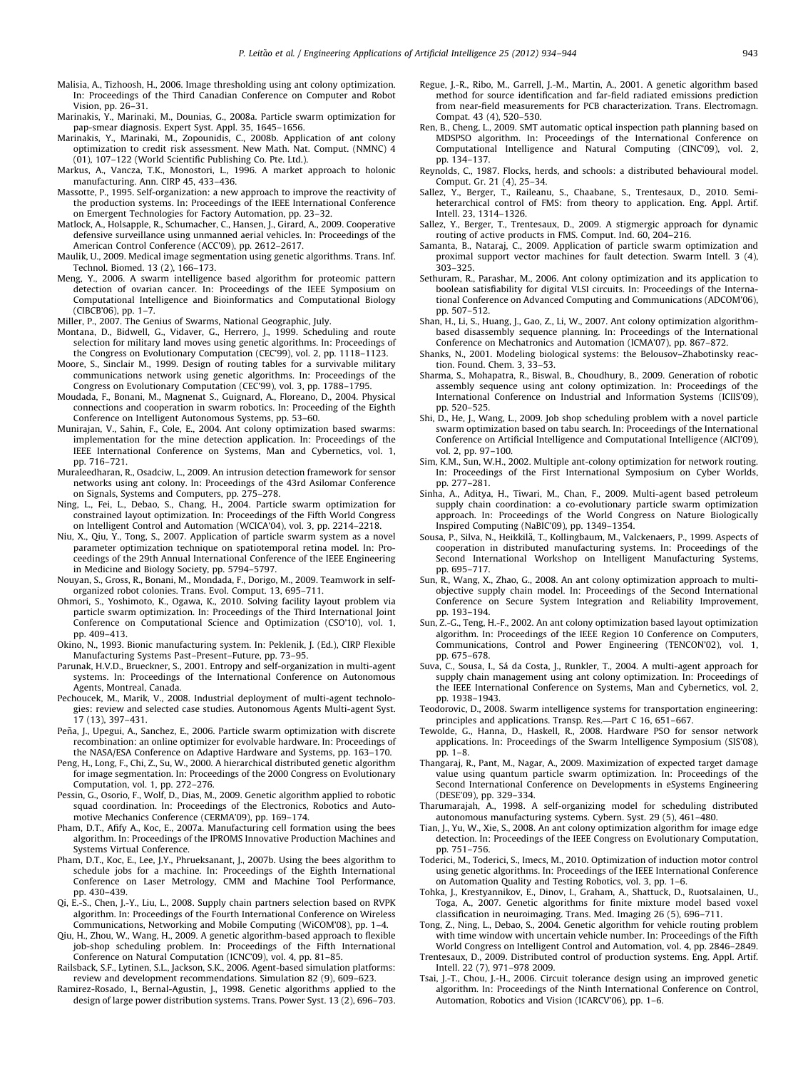Malisia, A., Tizhoosh, H., 2006. Image thresholding using ant colony optimization. In: Proceedings of the Third Canadian Conference on Computer and Robot Vision, pp. 26–31.

Marinakis, Y., Marinaki, M., Dounias, G., 2008a. Particle swarm optimization for pap-smear diagnosis. Expert Syst. Appl. 35, 1645–1656.

Marinakis, Y., Marinaki, M., Zopounidis, C., 2008b. Application of ant colony optimization to credit risk assessment. New Math. Nat. Comput. (NMNC) 4 (01), 107–122 (World Scientific Publishing Co. Pte. Ltd.).

Markus, A., Vancza, T.K., Monostori, L., 1996. A market approach to holonic manufacturing. Ann. CIRP 45, 433–436.

Massotte, P., 1995. Self-organization: a new approach to improve the reactivity of the production systems. In: Proceedings of the IEEE International Conference on Emergent Technologies for Factory Automation, pp. 23–32.

Matlock, A., Holsapple, R., Schumacher, C., Hansen, J., Girard, A., 2009. Cooperative defensive surveillance using unmanned aerial vehicles. In: Proceedings of the American Control Conference (ACC'09), pp. 2612–2617.

Maulik, U., 2009. Medical image segmentation using genetic algorithms. Trans. Inf. Technol. Biomed. 13 (2), 166–173.

Meng, Y., 2006. A swarm intelligence based algorithm for proteomic pattern detection of ovarian cancer. In: Proceedings of the IEEE Symposium on Computational Intelligence and Bioinformatics and Computational Biology (CIBCB'06), pp. 1–7.

Miller, P., 2007. The Genius of Swarms, National Geographic, July.

Montana, D., Bidwell, G., Vidaver, G., Herrero, J., 1999. Scheduling and route selection for military land moves using genetic algorithms. In: Proceedings of the Congress on Evolutionary Computation (CEC'99), vol. 2, pp. 1118–1123.

Moore, S., Sinclair M., 1999. Design of routing tables for a survivable military communications network using genetic algorithms. In: Proceedings of the Congress on Evolutionary Computation (CEC'99), vol. 3, pp. 1788–1795.

Moudada, F., Bonani, M., Magnenat S., Guignard, A., Floreano, D., 2004. Physical connections and cooperation in swarm robotics. In: Proceeding of the Eighth Conference on Intelligent Autonomous Systems, pp. 53–60.

Munirajan, V., Sahin, F., Cole, E., 2004. Ant colony optimization based swarms: implementation for the mine detection application. In: Proceedings of the IEEE International Conference on Systems, Man and Cybernetics, vol. 1, pp. 716–721.

Muraleedharan, R., Osadciw, L., 2009. An intrusion detection framework for sensor networks using ant colony. In: Proceedings of the 43rd Asilomar Conference on Signals, Systems and Computers, pp. 275–278.

Ning, L., Fei, L., Debao, S., Chang, H., 2004. Particle swarm optimization for constrained layout optimization. In: Proceedings of the Fifth World Congress on Intelligent Control and Automation (WCICA'04), vol. 3, pp. 2214–2218.

Niu, X., Qiu, Y., Tong, S., 2007. Application of particle swarm system as a novel parameter optimization technique on spatiotemporal retina model. In: Proceedings of the 29th Annual International Conference of the IEEE Engineering in Medicine and Biology Society, pp. 5794–5797.

Nouyan, S., Gross, R., Bonani, M., Mondada, F., Dorigo, M., 2009. Teamwork in self-organized robot colonies. Trans. Evol. Comput. 13, 695–711.

Ohmori, S., Yoshimoto, K., Ogawa, K., 2010. Solving facility layout problem via particle swarm optimization. In: Proceedings of the Third International Joint Conference on Computational Science and Optimization (CSO'10), vol. 1, pp. 409–413.

Okino, N., 1993. Bionic manufacturing system. In: Peklenik, J. (Ed.), CIRP Flexible Manufacturing Systems Past–Present–Future, pp. 73–95.

Parunak, H.V.D., Brueckner, S., 2001. Entropy and self-organization in multi-agent systems. In: Proceedings of the International Conference on Autonomous Agents, Montreal, Canada.

Pechoucek, M., Marik, V., 2008. Industrial deployment of multi-agent technologies: review and selected case studies. Autonomous Agents Multi-agent Syst. 17 (13), 397–431.

Peña, J., Upegui, A., Sanchez, E., 2006. Particle swarm optimization with discrete recombination: an online optimizer for evolvable hardware. In: Proceedings of the NASA/ESA Conference on Adaptive Hardware and Systems, pp. 163–170.

Peng, H., Long, F., Chi, Z., Su, W., 2000. A hierarchical distributed genetic algorithm for image segmentation. In: Proceedings of the 2000 Congress on Evolutionary Computation, vol. 1, pp. 272–276.

Pessin, G., Osorio, F., Wolf, D., Dias, M., 2009. Genetic algorithm applied to robotic squad coordination. In: Proceedings of the Electronics, Robotics and Automotive Mechanics Conference (CERMA'09), pp. 169–174.

Pham, D.T., Afify A., Koc, E., 2007a. Manufacturing cell formation using the bees algorithm. In: Proceedings of the IPROMS Innovative Production Machines and Systems Virtual Conference.

Pham, D.T., Koc, E., Lee, J.Y., Phrueksanant, J., 2007b. Using the bees algorithm to schedule jobs for a machine. In: Proceedings of the Eighth International Conference on Laser Metrology, CMM and Machine Tool Performance, pp. 430–439.

Qi, E.-S., Chen, J.-Y., Liu, L., 2008. Supply chain partners selection based on RVPK algorithm. In: Proceedings of the Fourth International Conference on Wireless Communications, Networking and Mobile Computing (WiCOM'08), pp. 1–4.

Qiu, H., Zhou, W., Wang, H., 2009. A genetic algorithm-based approach to flexible job-shop scheduling problem. In: Proceedings of the Fifth International Conference on Natural Computation (ICNC'09), vol. 4, pp. 81–85.

Railsback, S.F., Lytinen, S.L., Jackson, S.K., 2006. Agent-based simulation platforms: review and development recommendations. Simulation 82 (9), 609–623.

Ramirez-Rosado, I., Bernal-Agustin, J., 1998. Genetic algorithms applied to the design of large power distribution systems. Trans. Power Syst. 13 (2), 696–703.

Regue, J.-R., Ribo, M., Garrell, J.-M., Martin, A., 2001. A genetic algorithm based method for source identification and far-field radiated emissions prediction from near-field measurements for PCB characterization. Trans. Electromagn. Compat. 43 (4), 520–530.

Ren, B., Cheng, L., 2009. SMT automatic optical inspection path planning based on MDSPSO algorithm. In: Proceedings of the International Conference on Computational Intelligence and Natural Computing (CINC'09), vol. 2, pp. 134–137.

Reynolds, C., 1987. Flocks, herds, and schools: a distributed behavioural model. Comput. Gr. 21 (4), 25–34.

Sallez, Y., Berger, T., Raileanu, S., Chaabane, S., Trentesaux, D., 2010. Semi-heterarchical control of FMS: from theory to application. Eng. Appl. Artif. Intell. 23, 1314–1326.

Sallez, Y., Berger, T., Trentesaux, D., 2009. A stigmergic approach for dynamic routing of active products in FMS. Comput. Ind. 60, 204–216.

Samanta, B., Nataraj, C., 2009. Application of particle swarm optimization and proximal support vector machines for fault detection. Swarm Intell. 3 (4), 303–325.

Sethuram, R., Parashar, M., 2006. Ant colony optimization and its application to boolean satisfiability for digital VLSI circuits. In: Proceedings of the International Conference on Advanced Computing and Communications (ADCOM'06), pp. 507–512.

Shan, H., Li, S., Huang, J., Gao, Z., Li, W., 2007. Ant colony optimization algorithm-based disassembly sequence planning. In: Proceedings of the International Conference on Mechatronics and Automation (ICMA'07), pp. 867–872.

Shanks, N., 2001. Modeling biological systems: the Belousov–Zhabotinsky reaction. Found. Chem. 3, 33–53.

Sharma, S., Mohapatra, R., Biswal, B., Choudhury, B., 2009. Generation of robotic assembly sequence using ant colony optimization. In: Proceedings of the International Conference on Industrial and Information Systems (ICIIS'09), pp. 520–525.

Shi, D., He, J., Wang, L., 2009. Job shop scheduling problem with a novel particle swarm optimization based on tabu search. In: Proceedings of the International Conference on Artificial Intelligence and Computational Intelligence (AICI'09), vol. 2, pp. 97–100.

Sim, K.M., Sun, W.H., 2002. Multiple ant-colony optimization for network routing. In: Proceedings of the First International Symposium on Cyber Worlds, pp. 277–281.

Sinha, A., Aditya, H., Tiwari, M., Chan, F., 2009. Multi-agent based petroleum supply chain coordination: a co-evolutionary particle swarm optimization approach. In: Proceedings of the World Congress on Nature Biologically Inspired Computing (NaBIC'09), pp. 1349–1354.

Sousa, P., Silva, N., Heikkilä, T., Kollingbaum, M., Valckenaers, P., 1999. Aspects of cooperation in distributed manufacturing systems. In: Proceedings of the Second International Workshop on Intelligent Manufacturing Systems, pp. 695–717.

Sun, R., Wang, X., Zhao, G., 2008. An ant colony optimization approach to multi-objective supply chain model. In: Proceedings of the Second International Conference on Secure System Integration and Reliability Improvement, pp. 193–194.

Sun, Z.-G., Teng, H.-F., 2002. An ant colony optimization based layout optimization algorithm. In: Proceedings of the IEEE Region 10 Conference on Computers, Communications, Control and Power Engineering (TENCON'02), vol. 1, pp. 675–678.

Suva, C., Sousa, I., Sá da Costa, J., Runkler, T., 2004. A multi-agent approach for supply chain management using ant colony optimization. In: Proceedings of the IEEE International Conference on Systems, Man and Cybernetics, vol. 2, pp. 1938–1943.

Teodorovic, D., 2008. Swarm intelligence systems for transportation engineering: principles and applications. Transp. Res.—Part C 16, 651–667.

Tewolde, G., Hanna, D., Haskell, R., 2008. Hardware PSO for sensor network applications. In: Proceedings of the Swarm Intelligence Symposium (SIS'08), pp. 1–8.

Thangaraj, R., Pant, M., Nagar, A., 2009. Maximization of expected target damage value using quantum particle swarm optimization. In: Proceedings of the Second International Conference on Developments in eSystems Engineering (DESE'09), pp. 329–334.

Tharumarajah, A., 1998. A self-organizing model for scheduling distributed autonomous manufacturing systems. Cybern. Syst. 29 (5), 461–480.

Tian, J., Yu, W., Xie, S., 2008. An ant colony optimization algorithm for image edge detection. In: Proceedings of the IEEE Congress on Evolutionary Computation, pp. 751–756.

Toderici, M., Toderici, S., Imecs, M., 2010. Optimization of induction motor control using genetic algorithms. In: Proceedings of the IEEE International Conference on Automation Quality and Testing Robotics, vol. 3, pp. 1–6.

Tohka, J., Krestyannikov, E., Dinov, I., Graham, A., Shattuck, D., Ruotsalainen, U., Toga, A., 2007. Genetic algorithms for finite mixture model based voxel classification in neuroimaging. Trans. Med. Imaging 26 (5), 696–711.

Tong, Z., Ning, L., Debao, S., 2004. Genetic algorithm for vehicle routing problem with time window with uncertain vehicle number. In: Proceedings of the Fifth World Congress on Intelligent Control and Automation, vol. 4, pp. 2846–2849.

Trentesaux, D., 2009. Distributed control of production systems. Eng. Appl. Artif. Intell. 22 (7), 971–978 2009.

Tsai, J.-T., Chou, J.-H., 2006. Circuit tolerance design using an improved genetic algorithm. In: Proceedings of the Ninth International Conference on Control, Automation, Robotics and Vision (ICARCV'06), pp. 1–6.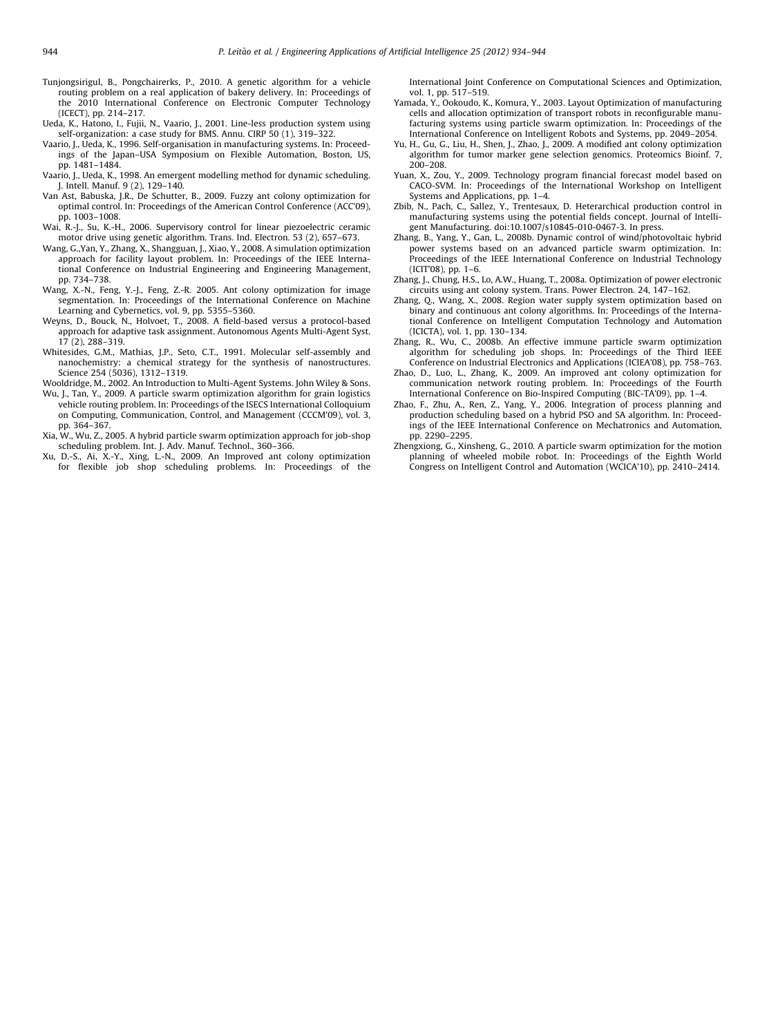Tunjongsirigul, B., Pongchairerks, P., 2010. A genetic algorithm for a vehicle routing problem on a real application of bakery delivery. In: Proceedings of the 2010 International Conference on Electronic Computer Technology (ICECT), pp. 214–217.

Ueda, K., Hatono, I., Fujii, N., Vaario, J., 2001. Line-less production system using self-organization: a case study for BMS. Annu. CIRP 50 (1), 319–322.

Vaario, J., Ueda, K., 1996. Self-organisation in manufacturing systems. In: Proceedings of the Japan–USA Symposium on Flexible Automation, Boston, US, pp. 1481–1484.

Vaario, J., Ueda, K., 1998. An emergent modelling method for dynamic scheduling. J. Intell. Manuf. 9 (2), 129–140.

Van Ast, Babuska, J.R., De Schutter, B., 2009. Fuzzy ant colony optimization for optimal control. In: Proceedings of the American Control Conference (ACC'09), pp. 1003–1008.

Wai, R.-J., Su, K.-H., 2006. Supervisory control for linear piezoelectric ceramic motor drive using genetic algorithm. Trans. Ind. Electron. 53 (2), 657–673.

Wang, G.,Yan, Y., Zhang, X., Shangguan, J., Xiao, Y., 2008. A simulation optimization approach for facility layout problem. In: Proceedings of the IEEE International Conference on Industrial Engineering and Engineering Management, pp. 734–738.

Wang, X.-N., Feng, Y.-J., Feng, Z.-R. 2005. Ant colony optimization for image segmentation. In: Proceedings of the International Conference on Machine Learning and Cybernetics, vol. 9, pp. 5355–5360.

Weyns, D., Bouck, N., Holvoet, T., 2008. A field-based versus a protocol-based approach for adaptive task assignment. Autonomous Agents Multi-Agent Syst. 17 (2), 288–319.

Whitesides, G.M., Mathias, J.P., Seto, C.T., 1991. Molecular self-assembly and nanochemistry: a chemical strategy for the synthesis of nanostructures. Science 254 (5036), 1312–1319.

Wooldridge, M., 2002. An Introduction to Multi-Agent Systems. John Wiley & Sons.

Wu, J., Tan, Y., 2009. A particle swarm optimization algorithm for grain logistics vehicle routing problem. In: Proceedings of the ISECS International Colloquium on Computing, Communication, Control, and Management (CCCM'09), vol. 3, pp. 364–367.

Xia, W., Wu, Z., 2005. A hybrid particle swarm optimization approach for job-shop scheduling problem. Int. J. Adv. Manuf. Technol., 360–366.

Xu, D.-S., Ai, X.-Y., Xing, L.-N., 2009. An Improved ant colony optimization for flexible job shop scheduling problems. In: Proceedings of the International Joint Conference on Computational Sciences and Optimization, vol. 1, pp. 517–519.

Yamada, Y., Ookoudo, K., Komura, Y., 2003. Layout Optimization of manufacturing cells and allocation optimization of transport robots in reconfigurable manufacturing systems using particle swarm optimization. In: Proceedings of the International Conference on Intelligent Robots and Systems, pp. 2049–2054.

Yu, H., Gu, G., Liu, H., Shen, J., Zhao, J., 2009. A modified ant colony optimization algorithm for tumor marker gene selection genomics. Proteomics Bioinf. 7, 200–208.

Yuan, X., Zou, Y., 2009. Technology program financial forecast model based on CACO-SVM. In: Proceedings of the International Workshop on Intelligent Systems and Applications, pp. 1–4.

Zbib, N., Pach, C., Sallez, Y., Trentesaux, D. Heterarchical production control in manufacturing systems using the potential fields concept. Journal of Intelligent Manufacturing. doi:10.1007/s10845-010-0467-3. In press.

Zhang, B., Yang, Y., Gan, L., 2008b. Dynamic control of wind/photovoltaic hybrid power systems based on an advanced particle swarm optimization. In: Proceedings of the IEEE International Conference on Industrial Technology (ICIT'08), pp. 1–6.

Zhang, J., Chung, H.S., Lo, A.W., Huang, T., 2008a. Optimization of power electronic circuits using ant colony system. Trans. Power Electron. 24, 147–162.

Zhang, Q., Wang, X., 2008. Region water supply system optimization based on binary and continuous ant colony algorithms. In: Proceedings of the International Conference on Intelligent Computation Technology and Automation (ICICTA), vol. 1, pp. 130–134.

Zhang, R., Wu, C., 2008b. An effective immune particle swarm optimization algorithm for scheduling job shops. In: Proceedings of the Third IEEE Conference on Industrial Electronics and Applications (ICIEA'08), pp. 758–763.

Zhao, D., Luo, L., Zhang, K., 2009. An improved ant colony optimization for communication network routing problem. In: Proceedings of the Fourth International Conference on Bio-Inspired Computing (BIC-TA'09), pp. 1–4.

Zhao, F., Zhu, A., Ren, Z., Yang, Y., 2006. Integration of process planning and production scheduling based on a hybrid PSO and SA algorithm. In: Proceedings of the IEEE International Conference on Mechatronics and Automation, pp. 2290–2295.

Zhengxiong, G., Xinsheng, G., 2010. A particle swarm optimization for the motion planning of wheeled mobile robot. In: Proceedings of the Eighth World Congress on Intelligent Control and Automation (WCICA'10), pp. 2410–2414.